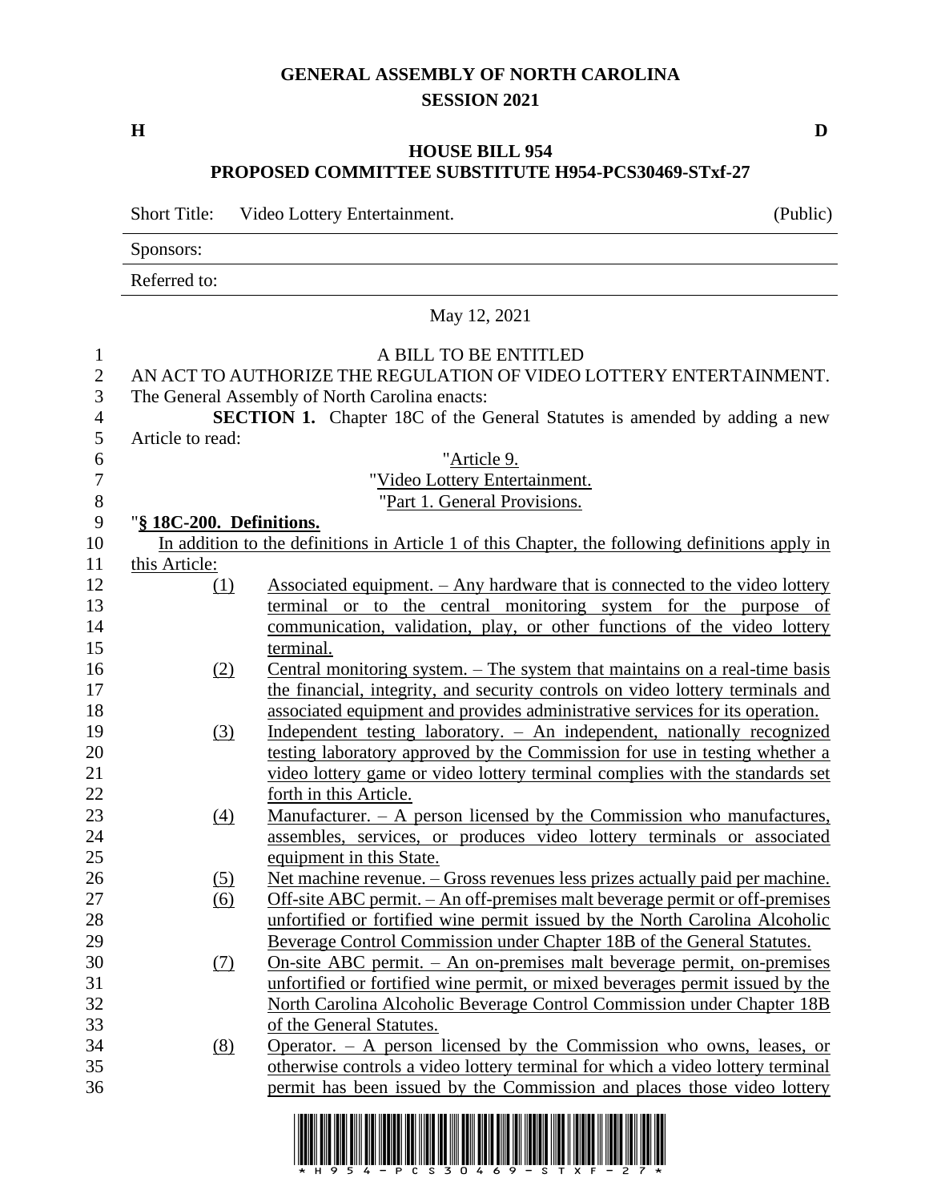# GENERAL ASSEMBLY OF NORTH CAROLINA
## SESSION 2021

**H** **D**

## HOUSE BILL 954
## PROPOSED COMMITTEE SUBSTITUTE H954-PCS30469-STxf-27

Short Title: Video Lottery Entertainment. (Public)

Sponsors:

Referred to:

May 12, 2021

A BILL TO BE ENTITLED

AN ACT TO AUTHORIZE THE REGULATION OF VIDEO LOTTERY ENTERTAINMENT.

The General Assembly of North Carolina enacts:

**SECTION 1.** Chapter 18C of the General Statutes is amended by adding a new Article to read:

"Article 9.

"Video Lottery Entertainment.

"Part 1. General Provisions.

"**§ 18C-200. Definitions.**

In addition to the definitions in Article 1 of this Chapter, the following definitions apply in this Article:

(1) Associated equipment. – Any hardware that is connected to the video lottery terminal or to the central monitoring system for the purpose of communication, validation, play, or other functions of the video lottery terminal.

(2) Central monitoring system. – The system that maintains on a real-time basis the financial, integrity, and security controls on video lottery terminals and associated equipment and provides administrative services for its operation.

(3) Independent testing laboratory. – An independent, nationally recognized testing laboratory approved by the Commission for use in testing whether a video lottery game or video lottery terminal complies with the standards set forth in this Article.

(4) Manufacturer. – A person licensed by the Commission who manufactures, assembles, services, or produces video lottery terminals or associated equipment in this State.

(5) Net machine revenue. – Gross revenues less prizes actually paid per machine.

(6) Off-site ABC permit. – An off-premises malt beverage permit or off-premises unfortified or fortified wine permit issued by the North Carolina Alcoholic Beverage Control Commission under Chapter 18B of the General Statutes.

(7) On-site ABC permit. – An on-premises malt beverage permit, on-premises unfortified or fortified wine permit, or mixed beverages permit issued by the North Carolina Alcoholic Beverage Control Commission under Chapter 18B of the General Statutes.

(8) Operator. – A person licensed by the Commission who owns, leases, or otherwise controls a video lottery terminal for which a video lottery terminal permit has been issued by the Commission and places those video lottery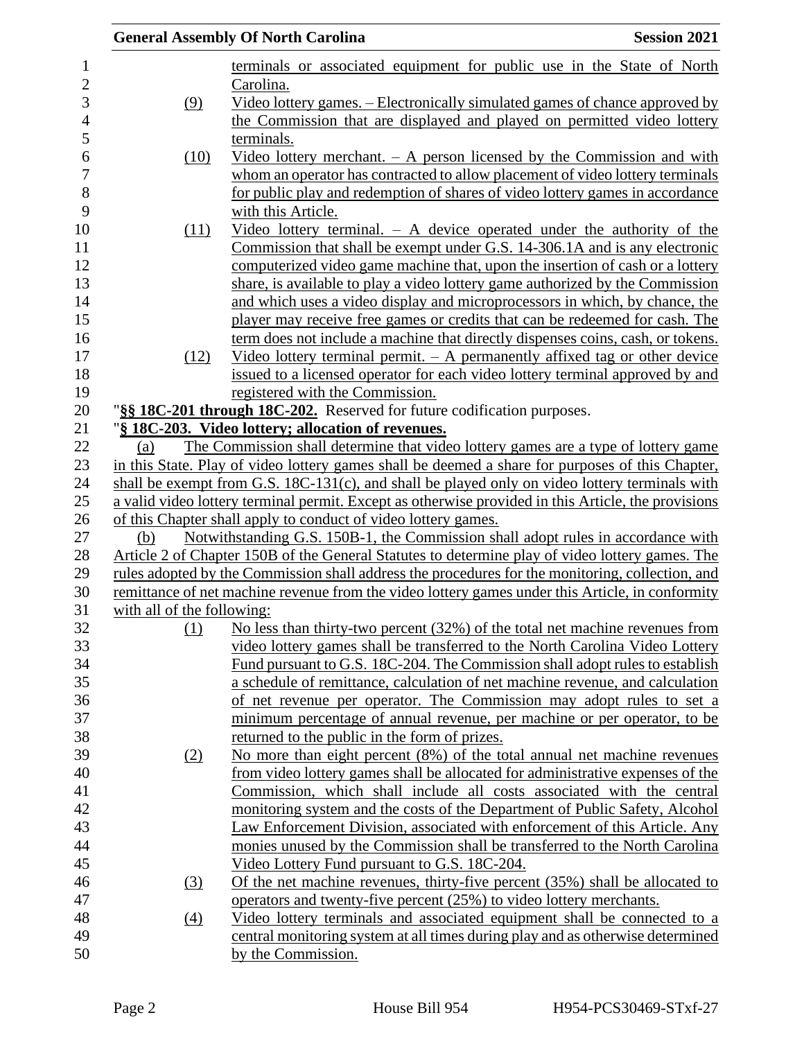terminals or associated equipment for public use in the State of North Carolina.

(9) Video lottery games. – Electronically simulated games of chance approved by the Commission that are displayed and played on permitted video lottery terminals.

(10) Video lottery merchant. – A person licensed by the Commission and with whom an operator has contracted to allow placement of video lottery terminals for public play and redemption of shares of video lottery games in accordance with this Article.

(11) Video lottery terminal. – A device operated under the authority of the Commission that shall be exempt under G.S. 14-306.1A and is any electronic computerized video game machine that, upon the insertion of cash or a lottery share, is available to play a video lottery game authorized by the Commission and which uses a video display and microprocessors in which, by chance, the player may receive free games or credits that can be redeemed for cash. The term does not include a machine that directly dispenses coins, cash, or tokens.

(12) Video lottery terminal permit. – A permanently affixed tag or other device issued to a licensed operator for each video lottery terminal approved by and registered with the Commission.

"**§§ 18C-201 through 18C-202.** Reserved for future codification purposes.

"**§ 18C-203. Video lottery; allocation of revenues.**

(a) The Commission shall determine that video lottery games are a type of lottery game in this State. Play of video lottery games shall be deemed a share for purposes of this Chapter, shall be exempt from G.S. 18C-131(c), and shall be played only on video lottery terminals with a valid video lottery terminal permit. Except as otherwise provided in this Article, the provisions of this Chapter shall apply to conduct of video lottery games.

(b) Notwithstanding G.S. 150B-1, the Commission shall adopt rules in accordance with Article 2 of Chapter 150B of the General Statutes to determine play of video lottery games. The rules adopted by the Commission shall address the procedures for the monitoring, collection, and remittance of net machine revenue from the video lottery games under this Article, in conformity with all of the following:

(1) No less than thirty-two percent (32%) of the total net machine revenues from video lottery games shall be transferred to the North Carolina Video Lottery Fund pursuant to G.S. 18C-204. The Commission shall adopt rules to establish a schedule of remittance, calculation of net machine revenue, and calculation of net revenue per operator. The Commission may adopt rules to set a minimum percentage of annual revenue, per machine or per operator, to be returned to the public in the form of prizes.

(2) No more than eight percent (8%) of the total annual net machine revenues from video lottery games shall be allocated for administrative expenses of the Commission, which shall include all costs associated with the central monitoring system and the costs of the Department of Public Safety, Alcohol Law Enforcement Division, associated with enforcement of this Article. Any monies unused by the Commission shall be transferred to the North Carolina Video Lottery Fund pursuant to G.S. 18C-204.

(3) Of the net machine revenues, thirty-five percent (35%) shall be allocated to operators and twenty-five percent (25%) to video lottery merchants.

(4) Video lottery terminals and associated equipment shall be connected to a central monitoring system at all times during play and as otherwise determined by the Commission.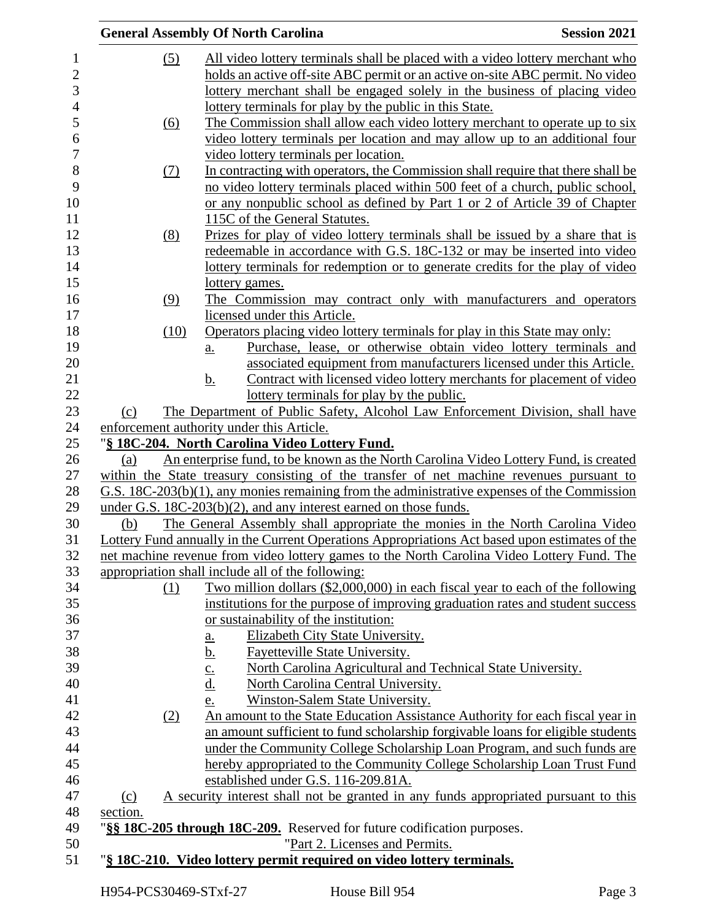(5) All video lottery terminals shall be placed with a video lottery merchant who holds an active off-site ABC permit or an active on-site ABC permit. No video lottery merchant shall be engaged solely in the business of placing video lottery terminals for play by the public in this State.

(6) The Commission shall allow each video lottery merchant to operate up to six video lottery terminals per location and may allow up to an additional four video lottery terminals per location.

(7) In contracting with operators, the Commission shall require that there shall be no video lottery terminals placed within 500 feet of a church, public school, or any nonpublic school as defined by Part 1 or 2 of Article 39 of Chapter 115C of the General Statutes.

(8) Prizes for play of video lottery terminals shall be issued by a share that is redeemable in accordance with G.S. 18C-132 or may be inserted into video lottery terminals for redemption or to generate credits for the play of video lottery games.

(9) The Commission may contract only with manufacturers and operators licensed under this Article.

(10) Operators placing video lottery terminals for play in this State may only:

a. Purchase, lease, or otherwise obtain video lottery terminals and associated equipment from manufacturers licensed under this Article.

b. Contract with licensed video lottery merchants for placement of video lottery terminals for play by the public.

(c) The Department of Public Safety, Alcohol Law Enforcement Division, shall have enforcement authority under this Article.

"**§ 18C-204. North Carolina Video Lottery Fund.**

(a) An enterprise fund, to be known as the North Carolina Video Lottery Fund, is created within the State treasury consisting of the transfer of net machine revenues pursuant to G.S. 18C-203(b)(1), any monies remaining from the administrative expenses of the Commission under G.S. 18C-203(b)(2), and any interest earned on those funds.

(b) The General Assembly shall appropriate the monies in the North Carolina Video Lottery Fund annually in the Current Operations Appropriations Act based upon estimates of the net machine revenue from video lottery games to the North Carolina Video Lottery Fund. The appropriation shall include all of the following:

(1) Two million dollars ($2,000,000) in each fiscal year to each of the following institutions for the purpose of improving graduation rates and student success or sustainability of the institution:

a. Elizabeth City State University.

b. Fayetteville State University.

c. North Carolina Agricultural and Technical State University.

d. North Carolina Central University.

e. Winston-Salem State University.

(2) An amount to the State Education Assistance Authority for each fiscal year in an amount sufficient to fund scholarship forgivable loans for eligible students under the Community College Scholarship Loan Program, and such funds are hereby appropriated to the Community College Scholarship Loan Trust Fund established under G.S. 116-209.81A.

(c) A security interest shall not be granted in any funds appropriated pursuant to this section.

"**§§ 18C-205 through 18C-209.** Reserved for future codification purposes.

"Part 2. Licenses and Permits.

"**§ 18C-210. Video lottery permit required on video lottery terminals.**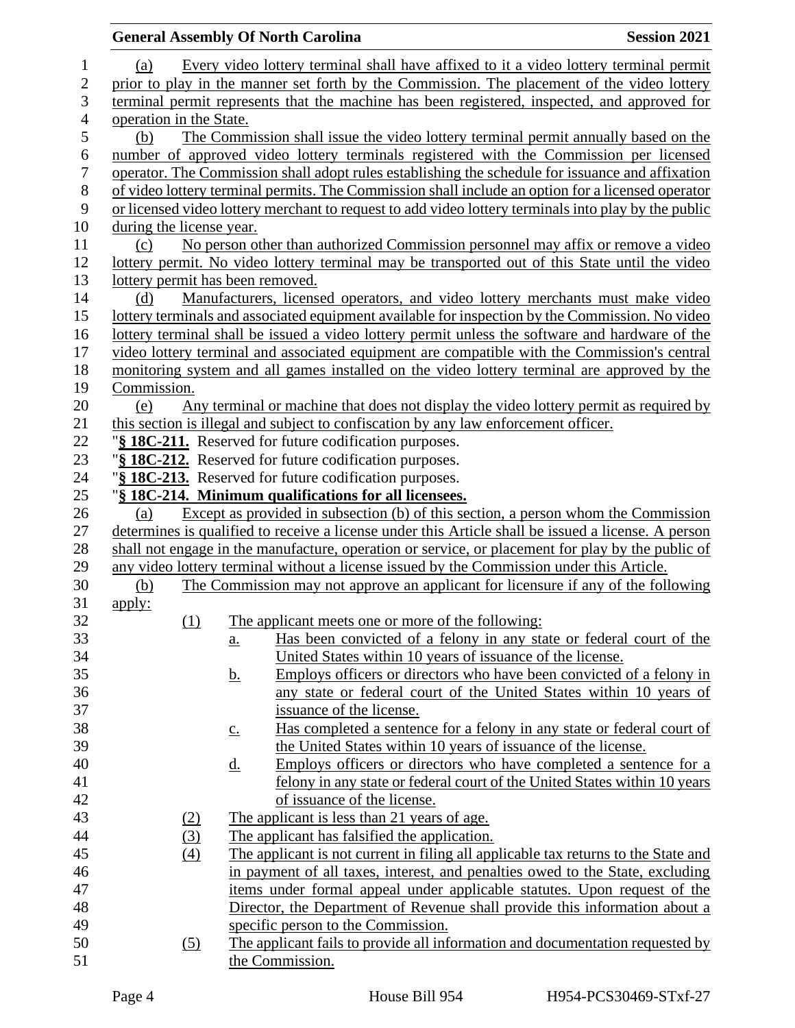(a) Every video lottery terminal shall have affixed to it a video lottery terminal permit prior to play in the manner set forth by the Commission. The placement of the video lottery terminal permit represents that the machine has been registered, inspected, and approved for operation in the State.

(b) The Commission shall issue the video lottery terminal permit annually based on the number of approved video lottery terminals registered with the Commission per licensed operator. The Commission shall adopt rules establishing the schedule for issuance and affixation of video lottery terminal permits. The Commission shall include an option for a licensed operator or licensed video lottery merchant to request to add video lottery terminals into play by the public during the license year.

(c) No person other than authorized Commission personnel may affix or remove a video lottery permit. No video lottery terminal may be transported out of this State until the video lottery permit has been removed.

(d) Manufacturers, licensed operators, and video lottery merchants must make video lottery terminals and associated equipment available for inspection by the Commission. No video lottery terminal shall be issued a video lottery permit unless the software and hardware of the video lottery terminal and associated equipment are compatible with the Commission's central monitoring system and all games installed on the video lottery terminal are approved by the Commission.

(e) Any terminal or machine that does not display the video lottery permit as required by this section is illegal and subject to confiscation by any law enforcement officer.

"**§ 18C-211.** Reserved for future codification purposes.

"**§ 18C-212.** Reserved for future codification purposes.

"**§ 18C-213.** Reserved for future codification purposes.

"**§ 18C-214. Minimum qualifications for all licensees.**

(a) Except as provided in subsection (b) of this section, a person whom the Commission determines is qualified to receive a license under this Article shall be issued a license. A person shall not engage in the manufacture, operation or service, or placement for play by the public of any video lottery terminal without a license issued by the Commission under this Article.

(b) The Commission may not approve an applicant for licensure if any of the following apply:

(1) The applicant meets one or more of the following:
  a. Has been convicted of a felony in any state or federal court of the United States within 10 years of issuance of the license.
  b. Employs officers or directors who have been convicted of a felony in any state or federal court of the United States within 10 years of issuance of the license.
  c. Has completed a sentence for a felony in any state or federal court of the United States within 10 years of issuance of the license.
  d. Employs officers or directors who have completed a sentence for a felony in any state or federal court of the United States within 10 years of issuance of the license.

(2) The applicant is less than 21 years of age.

(3) The applicant has falsified the application.

(4) The applicant is not current in filing all applicable tax returns to the State and in payment of all taxes, interest, and penalties owed to the State, excluding items under formal appeal under applicable statutes. Upon request of the Director, the Department of Revenue shall provide this information about a specific person to the Commission.

(5) The applicant fails to provide all information and documentation requested by the Commission.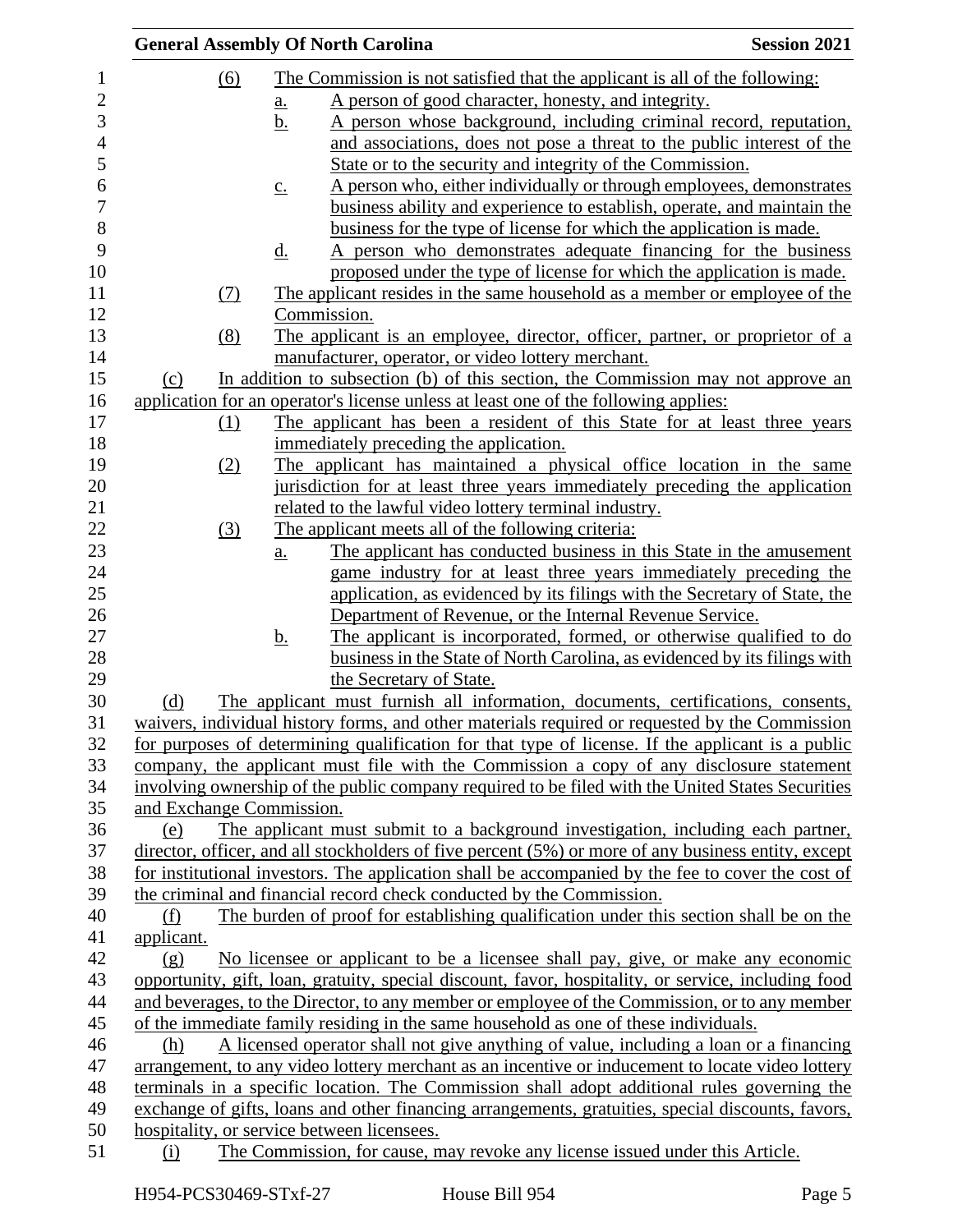(6) The Commission is not satisfied that the applicant is all of the following:

a. A person of good character, honesty, and integrity.

b. A person whose background, including criminal record, reputation, and associations, does not pose a threat to the public interest of the State or to the security and integrity of the Commission.

c. A person who, either individually or through employees, demonstrates business ability and experience to establish, operate, and maintain the business for the type of license for which the application is made.

d. A person who demonstrates adequate financing for the business proposed under the type of license for which the application is made.

(7) The applicant resides in the same household as a member or employee of the Commission.

(8) The applicant is an employee, director, officer, partner, or proprietor of a manufacturer, operator, or video lottery merchant.

(c) In addition to subsection (b) of this section, the Commission may not approve an application for an operator's license unless at least one of the following applies:

(1) The applicant has been a resident of this State for at least three years immediately preceding the application.

(2) The applicant has maintained a physical office location in the same jurisdiction for at least three years immediately preceding the application related to the lawful video lottery terminal industry.

(3) The applicant meets all of the following criteria:

a. The applicant has conducted business in this State in the amusement game industry for at least three years immediately preceding the application, as evidenced by its filings with the Secretary of State, the Department of Revenue, or the Internal Revenue Service.

b. The applicant is incorporated, formed, or otherwise qualified to do business in the State of North Carolina, as evidenced by its filings with the Secretary of State.

(d) The applicant must furnish all information, documents, certifications, consents, waivers, individual history forms, and other materials required or requested by the Commission for purposes of determining qualification for that type of license. If the applicant is a public company, the applicant must file with the Commission a copy of any disclosure statement involving ownership of the public company required to be filed with the United States Securities and Exchange Commission.

(e) The applicant must submit to a background investigation, including each partner, director, officer, and all stockholders of five percent (5%) or more of any business entity, except for institutional investors. The application shall be accompanied by the fee to cover the cost of the criminal and financial record check conducted by the Commission.

(f) The burden of proof for establishing qualification under this section shall be on the applicant.

(g) No licensee or applicant to be a licensee shall pay, give, or make any economic opportunity, gift, loan, gratuity, special discount, favor, hospitality, or service, including food and beverages, to the Director, to any member or employee of the Commission, or to any member of the immediate family residing in the same household as one of these individuals.

(h) A licensed operator shall not give anything of value, including a loan or a financing arrangement, to any video lottery merchant as an incentive or inducement to locate video lottery terminals in a specific location. The Commission shall adopt additional rules governing the exchange of gifts, loans and other financing arrangements, gratuities, special discounts, favors, hospitality, or service between licensees.

(i) The Commission, for cause, may revoke any license issued under this Article.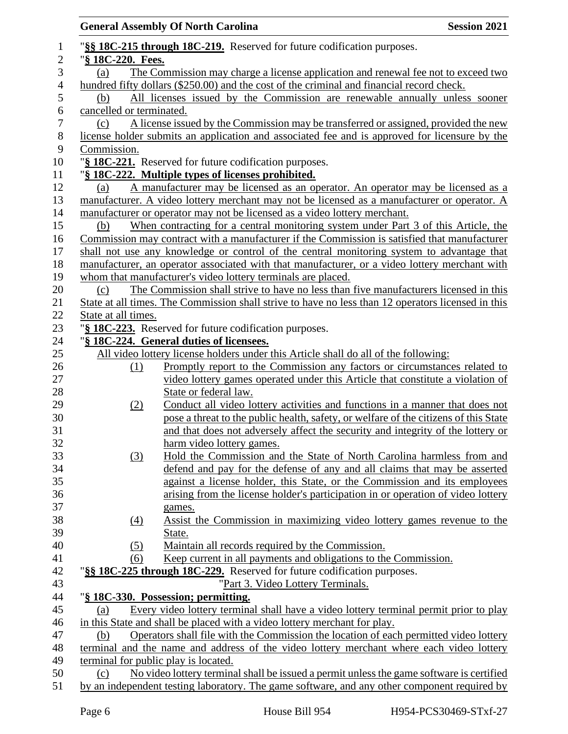"**§§ 18C-215 through 18C-219.** Reserved for future codification purposes.

"**§ 18C-220. Fees.**

(a) The Commission may charge a license application and renewal fee not to exceed two hundred fifty dollars ($250.00) and the cost of the criminal and financial record check.

(b) All licenses issued by the Commission are renewable annually unless sooner cancelled or terminated.

(c) A license issued by the Commission may be transferred or assigned, provided the new license holder submits an application and associated fee and is approved for licensure by the Commission.

"**§ 18C-221.** Reserved for future codification purposes.

"**§ 18C-222. Multiple types of licenses prohibited.**

(a) A manufacturer may be licensed as an operator. An operator may be licensed as a manufacturer. A video lottery merchant may not be licensed as a manufacturer or operator. A manufacturer or operator may not be licensed as a video lottery merchant.

(b) When contracting for a central monitoring system under Part 3 of this Article, the Commission may contract with a manufacturer if the Commission is satisfied that manufacturer shall not use any knowledge or control of the central monitoring system to advantage that manufacturer, an operator associated with that manufacturer, or a video lottery merchant with whom that manufacturer's video lottery terminals are placed.

(c) The Commission shall strive to have no less than five manufacturers licensed in this State at all times. The Commission shall strive to have no less than 12 operators licensed in this State at all times.

"**§ 18C-223.** Reserved for future codification purposes.

"**§ 18C-224. General duties of licensees.**

All video lottery license holders under this Article shall do all of the following:

(1) Promptly report to the Commission any factors or circumstances related to video lottery games operated under this Article that constitute a violation of State or federal law.

(2) Conduct all video lottery activities and functions in a manner that does not pose a threat to the public health, safety, or welfare of the citizens of this State and that does not adversely affect the security and integrity of the lottery or harm video lottery games.

(3) Hold the Commission and the State of North Carolina harmless from and defend and pay for the defense of any and all claims that may be asserted against a license holder, this State, or the Commission and its employees arising from the license holder's participation in or operation of video lottery games.

(4) Assist the Commission in maximizing video lottery games revenue to the State.

(5) Maintain all records required by the Commission.

(6) Keep current in all payments and obligations to the Commission.

"**§§ 18C-225 through 18C-229.** Reserved for future codification purposes.

"Part 3. Video Lottery Terminals.

"**§ 18C-330. Possession; permitting.**

(a) Every video lottery terminal shall have a video lottery terminal permit prior to play in this State and shall be placed with a video lottery merchant for play.

(b) Operators shall file with the Commission the location of each permitted video lottery terminal and the name and address of the video lottery merchant where each video lottery terminal for public play is located.

(c) No video lottery terminal shall be issued a permit unless the game software is certified by an independent testing laboratory. The game software, and any other component required by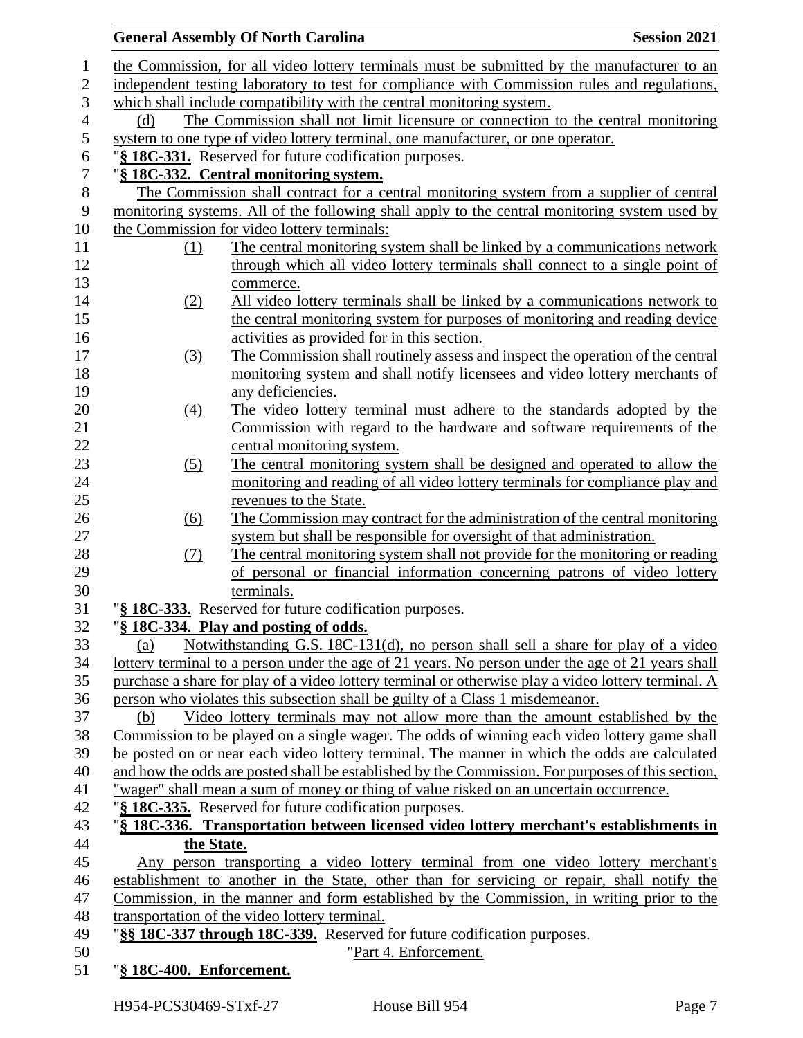the Commission, for all video lottery terminals must be submitted by the manufacturer to an independent testing laboratory to test for compliance with Commission rules and regulations, which shall include compatibility with the central monitoring system.

(d) The Commission shall not limit licensure or connection to the central monitoring system to one type of video lottery terminal, one manufacturer, or one operator.

"**§ 18C-331.** Reserved for future codification purposes.

"**§ 18C-332. Central monitoring system.**

The Commission shall contract for a central monitoring system from a supplier of central monitoring systems. All of the following shall apply to the central monitoring system used by the Commission for video lottery terminals:

(1) The central monitoring system shall be linked by a communications network through which all video lottery terminals shall connect to a single point of commerce.

(2) All video lottery terminals shall be linked by a communications network to the central monitoring system for purposes of monitoring and reading device activities as provided for in this section.

(3) The Commission shall routinely assess and inspect the operation of the central monitoring system and shall notify licensees and video lottery merchants of any deficiencies.

(4) The video lottery terminal must adhere to the standards adopted by the Commission with regard to the hardware and software requirements of the central monitoring system.

(5) The central monitoring system shall be designed and operated to allow the monitoring and reading of all video lottery terminals for compliance play and revenues to the State.

(6) The Commission may contract for the administration of the central monitoring system but shall be responsible for oversight of that administration.

(7) The central monitoring system shall not provide for the monitoring or reading of personal or financial information concerning patrons of video lottery terminals.

"**§ 18C-333.** Reserved for future codification purposes.

"**§ 18C-334. Play and posting of odds.**

(a) Notwithstanding G.S. 18C-131(d), no person shall sell a share for play of a video lottery terminal to a person under the age of 21 years. No person under the age of 21 years shall purchase a share for play of a video lottery terminal or otherwise play a video lottery terminal. A person who violates this subsection shall be guilty of a Class 1 misdemeanor.

(b) Video lottery terminals may not allow more than the amount established by the Commission to be played on a single wager. The odds of winning each video lottery game shall be posted on or near each video lottery terminal. The manner in which the odds are calculated and how the odds are posted shall be established by the Commission. For purposes of this section, "wager" shall mean a sum of money or thing of value risked on an uncertain occurrence.

"**§ 18C-335.** Reserved for future codification purposes.

"**§ 18C-336. Transportation between licensed video lottery merchant's establishments in the State.**

Any person transporting a video lottery terminal from one video lottery merchant's establishment to another in the State, other than for servicing or repair, shall notify the Commission, in the manner and form established by the Commission, in writing prior to the transportation of the video lottery terminal.

"**§§ 18C-337 through 18C-339.** Reserved for future codification purposes.

"Part 4. Enforcement.

"**§ 18C-400. Enforcement.**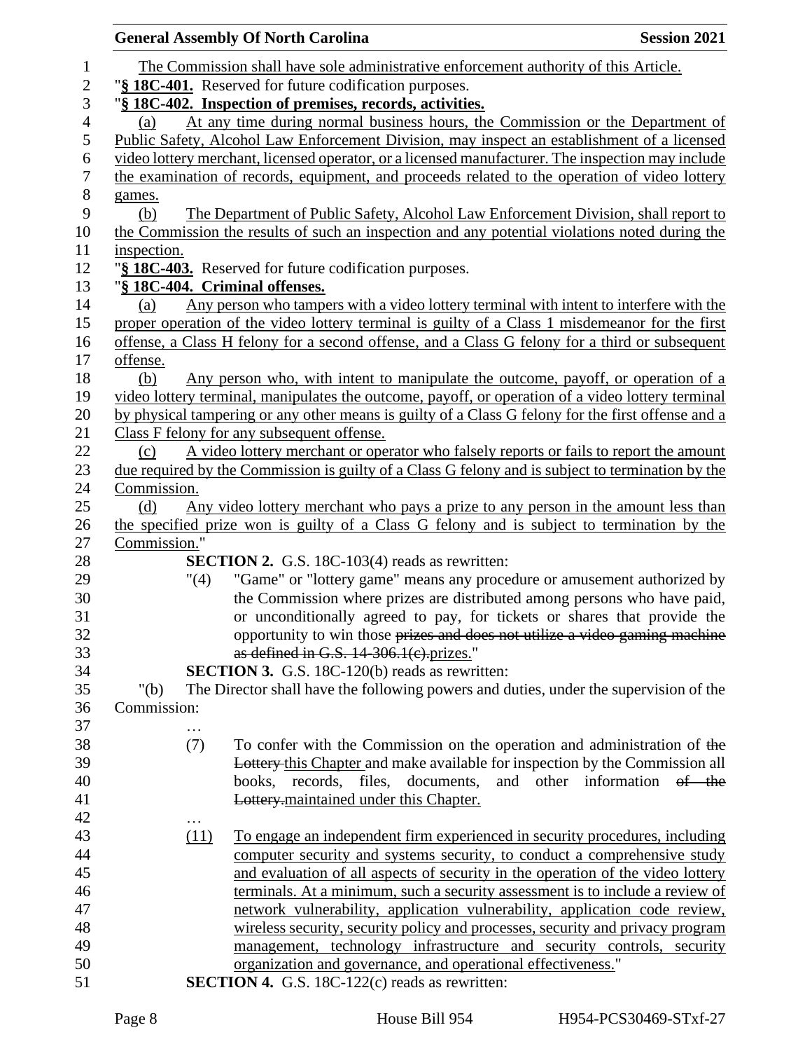The Commission shall have sole administrative enforcement authority of this Article.

"**§ 18C-401.** Reserved for future codification purposes.

"**§ 18C-402. Inspection of premises, records, activities.**

(a) At any time during normal business hours, the Commission or the Department of Public Safety, Alcohol Law Enforcement Division, may inspect an establishment of a licensed video lottery merchant, licensed operator, or a licensed manufacturer. The inspection may include the examination of records, equipment, and proceeds related to the operation of video lottery games.

(b) The Department of Public Safety, Alcohol Law Enforcement Division, shall report to the Commission the results of such an inspection and any potential violations noted during the inspection.

"**§ 18C-403.** Reserved for future codification purposes.

"**§ 18C-404. Criminal offenses.**

(a) Any person who tampers with a video lottery terminal with intent to interfere with the proper operation of the video lottery terminal is guilty of a Class 1 misdemeanor for the first offense, a Class H felony for a second offense, and a Class G felony for a third or subsequent offense.

(b) Any person who, with intent to manipulate the outcome, payoff, or operation of a video lottery terminal, manipulates the outcome, payoff, or operation of a video lottery terminal by physical tampering or any other means is guilty of a Class G felony for the first offense and a Class F felony for any subsequent offense.

(c) A video lottery merchant or operator who falsely reports or fails to report the amount due required by the Commission is guilty of a Class G felony and is subject to termination by the Commission.

(d) Any video lottery merchant who pays a prize to any person in the amount less than the specified prize won is guilty of a Class G felony and is subject to termination by the Commission."

**SECTION 2.** G.S. 18C-103(4) reads as rewritten:

"(4) "Game" or "lottery game" means any procedure or amusement authorized by the Commission where prizes are distributed among persons who have paid, or unconditionally agreed to pay, for tickets or shares that provide the opportunity to win those ~~prizes and does not utilize a video gaming machine as defined in G.S. 14-306.1(c).~~prizes."

**SECTION 3.** G.S. 18C-120(b) reads as rewritten:

"(b) The Director shall have the following powers and duties, under the supervision of the Commission:

…

(7) To confer with the Commission on the operation and administration of ~~the Lottery~~ this Chapter and make available for inspection by the Commission all books, records, files, documents, and other information ~~of the Lottery.~~maintained under this Chapter.

…

(11) To engage an independent firm experienced in security procedures, including computer security and systems security, to conduct a comprehensive study and evaluation of all aspects of security in the operation of the video lottery terminals. At a minimum, such a security assessment is to include a review of network vulnerability, application vulnerability, application code review, wireless security, security policy and processes, security and privacy program management, technology infrastructure and security controls, security organization and governance, and operational effectiveness."

**SECTION 4.** G.S. 18C-122(c) reads as rewritten: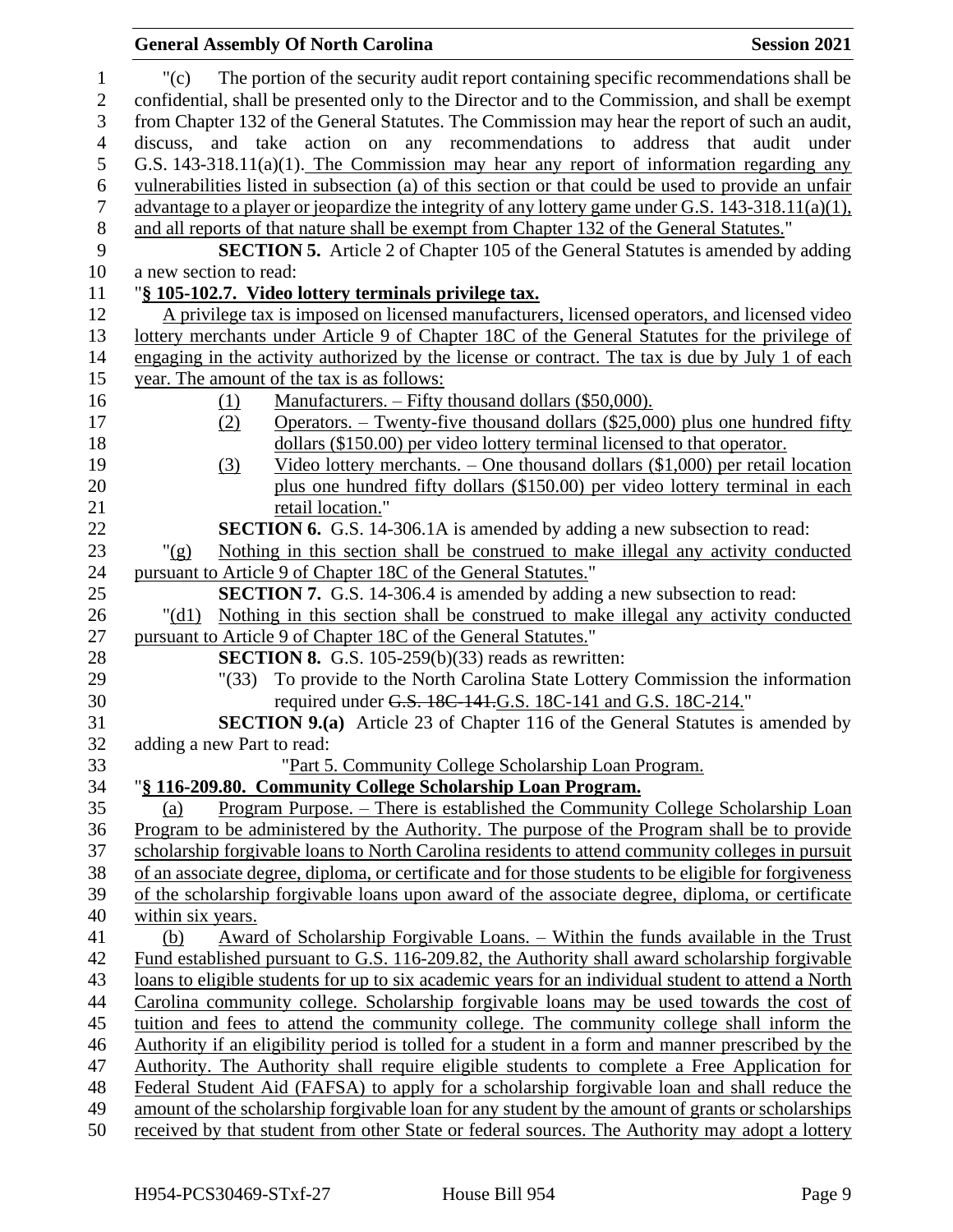"(c) The portion of the security audit report containing specific recommendations shall be confidential, shall be presented only to the Director and to the Commission, and shall be exempt from Chapter 132 of the General Statutes. The Commission may hear the report of such an audit, discuss, and take action on any recommendations to address that audit under G.S. 143-318.11(a)(1). The Commission may hear any report of information regarding any vulnerabilities listed in subsection (a) of this section or that could be used to provide an unfair advantage to a player or jeopardize the integrity of any lottery game under G.S. 143-318.11(a)(1), and all reports of that nature shall be exempt from Chapter 132 of the General Statutes."

**SECTION 5.** Article 2 of Chapter 105 of the General Statutes is amended by adding a new section to read:

"**§ 105-102.7. Video lottery terminals privilege tax.**

A privilege tax is imposed on licensed manufacturers, licensed operators, and licensed video lottery merchants under Article 9 of Chapter 18C of the General Statutes for the privilege of engaging in the activity authorized by the license or contract. The tax is due by July 1 of each year. The amount of the tax is as follows:

(1) Manufacturers. – Fifty thousand dollars ($50,000).

(2) Operators. – Twenty-five thousand dollars ($25,000) plus one hundred fifty dollars ($150.00) per video lottery terminal licensed to that operator.

(3) Video lottery merchants. – One thousand dollars ($1,000) per retail location plus one hundred fifty dollars ($150.00) per video lottery terminal in each retail location."

**SECTION 6.** G.S. 14-306.1A is amended by adding a new subsection to read:

"(g) Nothing in this section shall be construed to make illegal any activity conducted pursuant to Article 9 of Chapter 18C of the General Statutes."

**SECTION 7.** G.S. 14-306.4 is amended by adding a new subsection to read:

"(d1) Nothing in this section shall be construed to make illegal any activity conducted pursuant to Article 9 of Chapter 18C of the General Statutes."

**SECTION 8.** G.S. 105-259(b)(33) reads as rewritten:

"(33) To provide to the North Carolina State Lottery Commission the information required under ~~G.S. 18C-141.~~G.S. 18C-141 and G.S. 18C-214."

**SECTION 9.(a)** Article 23 of Chapter 116 of the General Statutes is amended by adding a new Part to read:

"Part 5. Community College Scholarship Loan Program.

"**§ 116-209.80. Community College Scholarship Loan Program.**

(a) Program Purpose. – There is established the Community College Scholarship Loan Program to be administered by the Authority. The purpose of the Program shall be to provide scholarship forgivable loans to North Carolina residents to attend community colleges in pursuit of an associate degree, diploma, or certificate and for those students to be eligible for forgiveness of the scholarship forgivable loans upon award of the associate degree, diploma, or certificate within six years.

(b) Award of Scholarship Forgivable Loans. – Within the funds available in the Trust Fund established pursuant to G.S. 116-209.82, the Authority shall award scholarship forgivable loans to eligible students for up to six academic years for an individual student to attend a North Carolina community college. Scholarship forgivable loans may be used towards the cost of tuition and fees to attend the community college. The community college shall inform the Authority if an eligibility period is tolled for a student in a form and manner prescribed by the Authority. The Authority shall require eligible students to complete a Free Application for Federal Student Aid (FAFSA) to apply for a scholarship forgivable loan and shall reduce the amount of the scholarship forgivable loan for any student by the amount of grants or scholarships received by that student from other State or federal sources. The Authority may adopt a lottery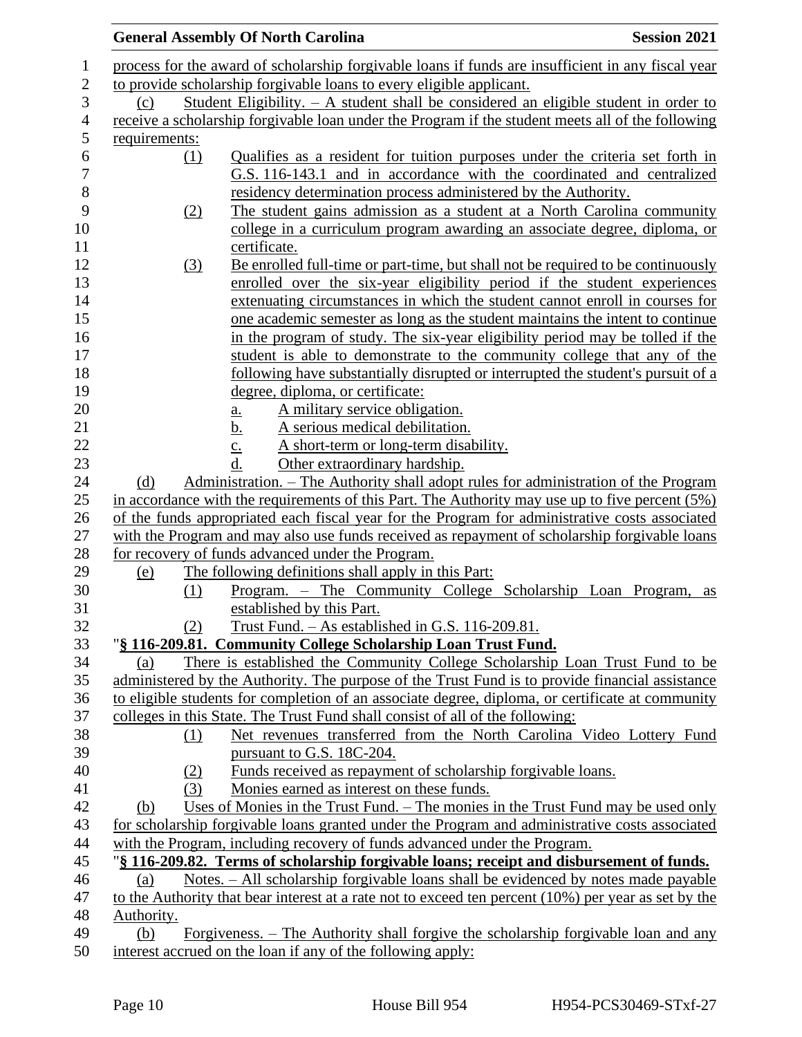process for the award of scholarship forgivable loans if funds are insufficient in any fiscal year to provide scholarship forgivable loans to every eligible applicant.

(c) Student Eligibility. – A student shall be considered an eligible student in order to receive a scholarship forgivable loan under the Program if the student meets all of the following requirements:

(1) Qualifies as a resident for tuition purposes under the criteria set forth in G.S. 116-143.1 and in accordance with the coordinated and centralized residency determination process administered by the Authority.

(2) The student gains admission as a student at a North Carolina community college in a curriculum program awarding an associate degree, diploma, or certificate.

(3) Be enrolled full-time or part-time, but shall not be required to be continuously enrolled over the six-year eligibility period if the student experiences extenuating circumstances in which the student cannot enroll in courses for one academic semester as long as the student maintains the intent to continue in the program of study. The six-year eligibility period may be tolled if the student is able to demonstrate to the community college that any of the following have substantially disrupted or interrupted the student's pursuit of a degree, diploma, or certificate:

a. A military service obligation.

b. A serious medical debilitation.

c. A short-term or long-term disability.

d. Other extraordinary hardship.

(d) Administration. – The Authority shall adopt rules for administration of the Program in accordance with the requirements of this Part. The Authority may use up to five percent (5%) of the funds appropriated each fiscal year for the Program for administrative costs associated with the Program and may also use funds received as repayment of scholarship forgivable loans for recovery of funds advanced under the Program.

(e) The following definitions shall apply in this Part:

(1) Program. – The Community College Scholarship Loan Program, as established by this Part.

(2) Trust Fund. – As established in G.S. 116-209.81.

"**§ 116-209.81. Community College Scholarship Loan Trust Fund.**

(a) There is established the Community College Scholarship Loan Trust Fund to be administered by the Authority. The purpose of the Trust Fund is to provide financial assistance to eligible students for completion of an associate degree, diploma, or certificate at community colleges in this State. The Trust Fund shall consist of all of the following:

(1) Net revenues transferred from the North Carolina Video Lottery Fund pursuant to G.S. 18C-204.

(2) Funds received as repayment of scholarship forgivable loans.

(3) Monies earned as interest on these funds.

(b) Uses of Monies in the Trust Fund. – The monies in the Trust Fund may be used only for scholarship forgivable loans granted under the Program and administrative costs associated with the Program, including recovery of funds advanced under the Program.

"**§ 116-209.82. Terms of scholarship forgivable loans; receipt and disbursement of funds.**

(a) Notes. – All scholarship forgivable loans shall be evidenced by notes made payable to the Authority that bear interest at a rate not to exceed ten percent (10%) per year as set by the Authority.

(b) Forgiveness. – The Authority shall forgive the scholarship forgivable loan and any interest accrued on the loan if any of the following apply: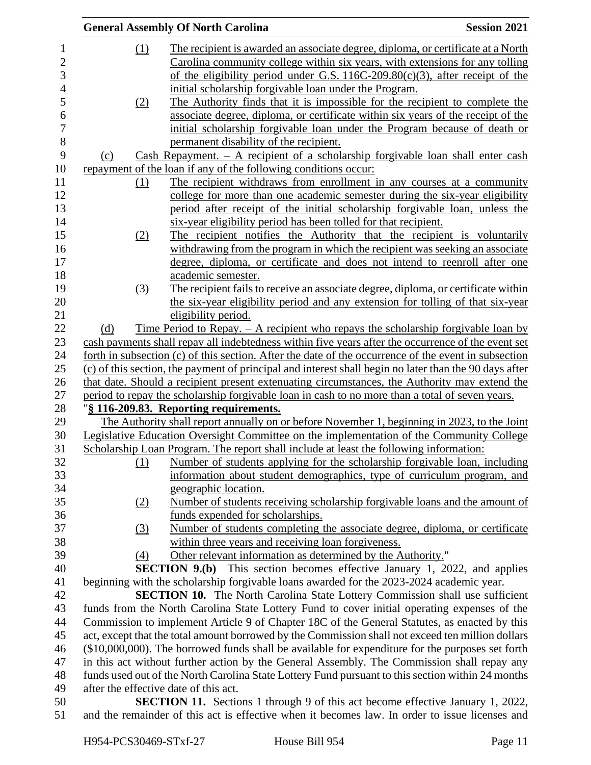(1) The recipient is awarded an associate degree, diploma, or certificate at a North Carolina community college within six years, with extensions for any tolling of the eligibility period under G.S. 116C-209.80(c)(3), after receipt of the initial scholarship forgivable loan under the Program.

(2) The Authority finds that it is impossible for the recipient to complete the associate degree, diploma, or certificate within six years of the receipt of the initial scholarship forgivable loan under the Program because of death or permanent disability of the recipient.

(c) Cash Repayment. – A recipient of a scholarship forgivable loan shall enter cash repayment of the loan if any of the following conditions occur:

(1) The recipient withdraws from enrollment in any courses at a community college for more than one academic semester during the six-year eligibility period after receipt of the initial scholarship forgivable loan, unless the six-year eligibility period has been tolled for that recipient.

(2) The recipient notifies the Authority that the recipient is voluntarily withdrawing from the program in which the recipient was seeking an associate degree, diploma, or certificate and does not intend to reenroll after one academic semester.

(3) The recipient fails to receive an associate degree, diploma, or certificate within the six-year eligibility period and any extension for tolling of that six-year eligibility period.

(d) Time Period to Repay. – A recipient who repays the scholarship forgivable loan by cash payments shall repay all indebtedness within five years after the occurrence of the event set forth in subsection (c) of this section. After the date of the occurrence of the event in subsection (c) of this section, the payment of principal and interest shall begin no later than the 90 days after that date. Should a recipient present extenuating circumstances, the Authority may extend the period to repay the scholarship forgivable loan in cash to no more than a total of seven years.

"**§ 116-209.83. Reporting requirements.**

The Authority shall report annually on or before November 1, beginning in 2023, to the Joint Legislative Education Oversight Committee on the implementation of the Community College Scholarship Loan Program. The report shall include at least the following information:

(1) Number of students applying for the scholarship forgivable loan, including information about student demographics, type of curriculum program, and geographic location.

(2) Number of students receiving scholarship forgivable loans and the amount of funds expended for scholarships.

(3) Number of students completing the associate degree, diploma, or certificate within three years and receiving loan forgiveness.

(4) Other relevant information as determined by the Authority."

**SECTION 9.(b)** This section becomes effective January 1, 2022, and applies beginning with the scholarship forgivable loans awarded for the 2023-2024 academic year.

**SECTION 10.** The North Carolina State Lottery Commission shall use sufficient funds from the North Carolina State Lottery Fund to cover initial operating expenses of the Commission to implement Article 9 of Chapter 18C of the General Statutes, as enacted by this act, except that the total amount borrowed by the Commission shall not exceed ten million dollars ($10,000,000). The borrowed funds shall be available for expenditure for the purposes set forth in this act without further action by the General Assembly. The Commission shall repay any funds used out of the North Carolina State Lottery Fund pursuant to this section within 24 months after the effective date of this act.

**SECTION 11.** Sections 1 through 9 of this act become effective January 1, 2022, and the remainder of this act is effective when it becomes law. In order to issue licenses and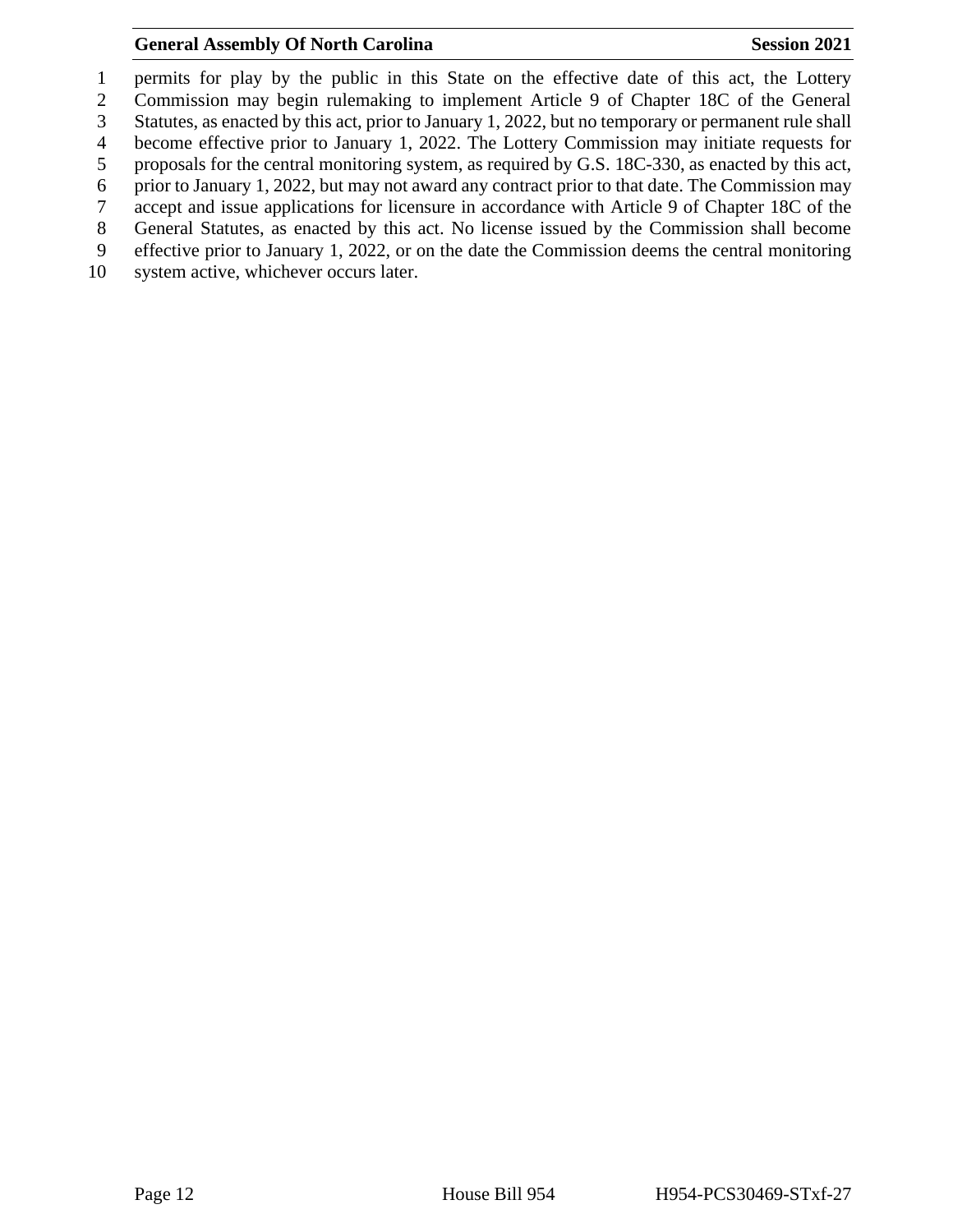permits for play by the public in this State on the effective date of this act, the Lottery Commission may begin rulemaking to implement Article 9 of Chapter 18C of the General Statutes, as enacted by this act, prior to January 1, 2022, but no temporary or permanent rule shall become effective prior to January 1, 2022. The Lottery Commission may initiate requests for proposals for the central monitoring system, as required by G.S. 18C-330, as enacted by this act, prior to January 1, 2022, but may not award any contract prior to that date. The Commission may accept and issue applications for licensure in accordance with Article 9 of Chapter 18C of the General Statutes, as enacted by this act. No license issued by the Commission shall become effective prior to January 1, 2022, or on the date the Commission deems the central monitoring system active, whichever occurs later.